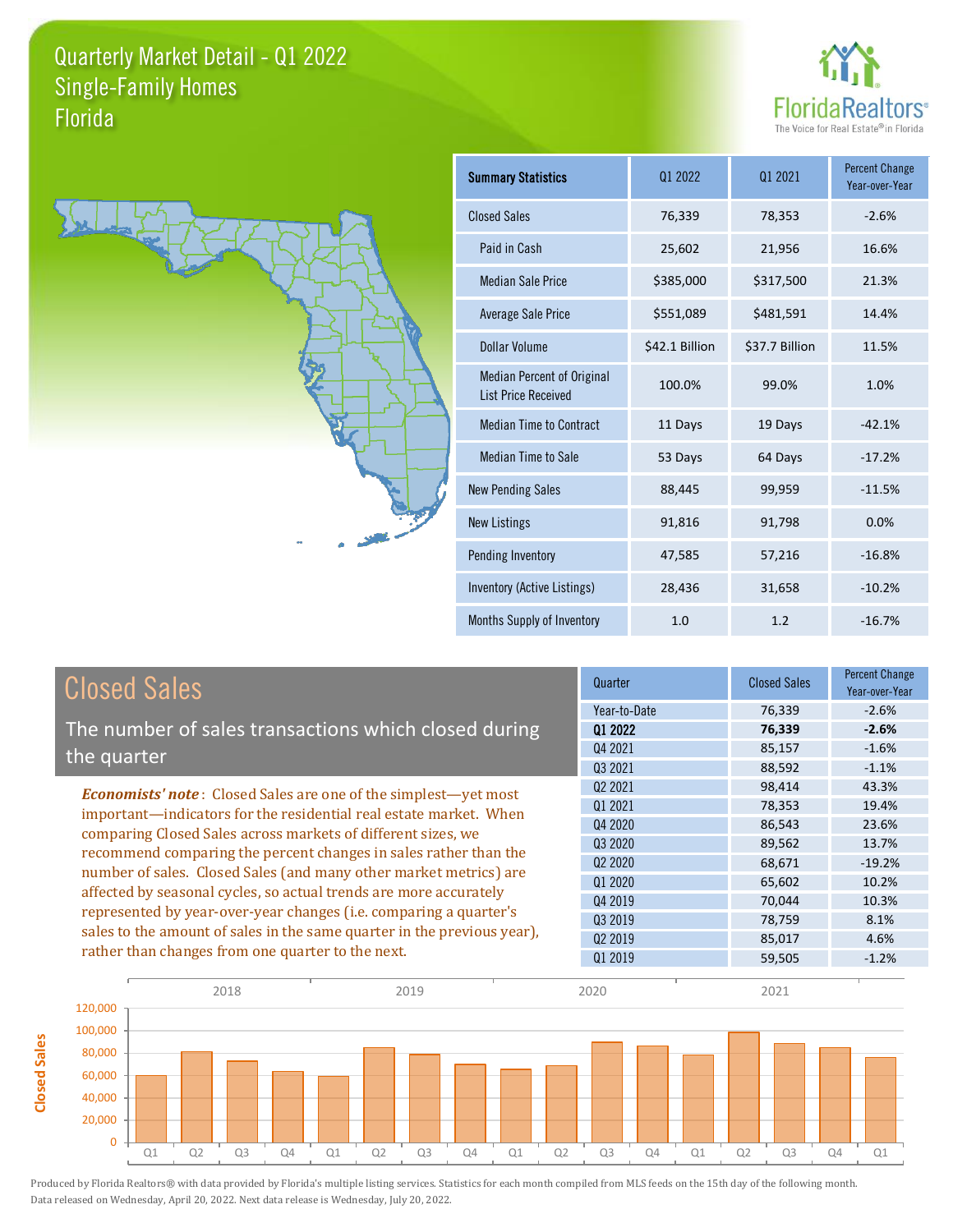# Quarterly Market Detail - Q1 2022
## Single-Family Homes
## Florida

FloridaRealtors® The Voice for Real Estate® in Florida

| Summary Statistics | Q1 2022 | Q1 2021 | Percent Change Year-over-Year |
|---|---|---|---|
| Closed Sales | 76,339 | 78,353 | -2.6% |
| Paid in Cash | 25,602 | 21,956 | 16.6% |
| Median Sale Price | $385,000 | $317,500 | 21.3% |
| Average Sale Price | $551,089 | $481,591 | 14.4% |
| Dollar Volume | $42.1 Billion | $37.7 Billion | 11.5% |
| Median Percent of Original List Price Received | 100.0% | 99.0% | 1.0% |
| Median Time to Contract | 11 Days | 19 Days | -42.1% |
| Median Time to Sale | 53 Days | 64 Days | -17.2% |
| New Pending Sales | 88,445 | 99,959 | -11.5% |
| New Listings | 91,816 | 91,798 | 0.0% |
| Pending Inventory | 47,585 | 57,216 | -16.8% |
| Inventory (Active Listings) | 28,436 | 31,658 | -10.2% |
| Months Supply of Inventory | 1.0 | 1.2 | -16.7% |

## Closed Sales

The number of sales transactions which closed during the quarter

***Economists' note***: Closed Sales are one of the simplest—yet most important—indicators for the residential real estate market. When comparing Closed Sales across markets of different sizes, we recommend comparing the percent changes in sales rather than the number of sales. Closed Sales (and many other market metrics) are affected by seasonal cycles, so actual trends are more accurately represented by year-over-year changes (i.e. comparing a quarter's sales to the amount of sales in the same quarter in the previous year), rather than changes from one quarter to the next.

| Quarter | Closed Sales | Percent Change Year-over-Year |
|---|---|---|
| Year-to-Date | 76,339 | -2.6% |
| **Q1 2022** | **76,339** | **-2.6%** |
| Q4 2021 | 85,157 | -1.6% |
| Q3 2021 | 88,592 | -1.1% |
| Q2 2021 | 98,414 | 43.3% |
| Q1 2021 | 78,353 | 19.4% |
| Q4 2020 | 86,543 | 23.6% |
| Q3 2020 | 89,562 | 13.7% |
| Q2 2020 | 68,671 | -19.2% |
| Q1 2020 | 65,602 | 10.2% |
| Q4 2019 | 70,044 | 10.3% |
| Q3 2019 | 78,759 | 8.1% |
| Q2 2019 | 85,017 | 4.6% |
| Q1 2019 | 59,505 | -1.2% |

Produced by Florida Realtors® with data provided by Florida's multiple listing services. Statistics for each month compiled from MLS feeds on the 15th day of the following month. Data released on Wednesday, April 20, 2022. Next data release is Wednesday, July 20, 2022.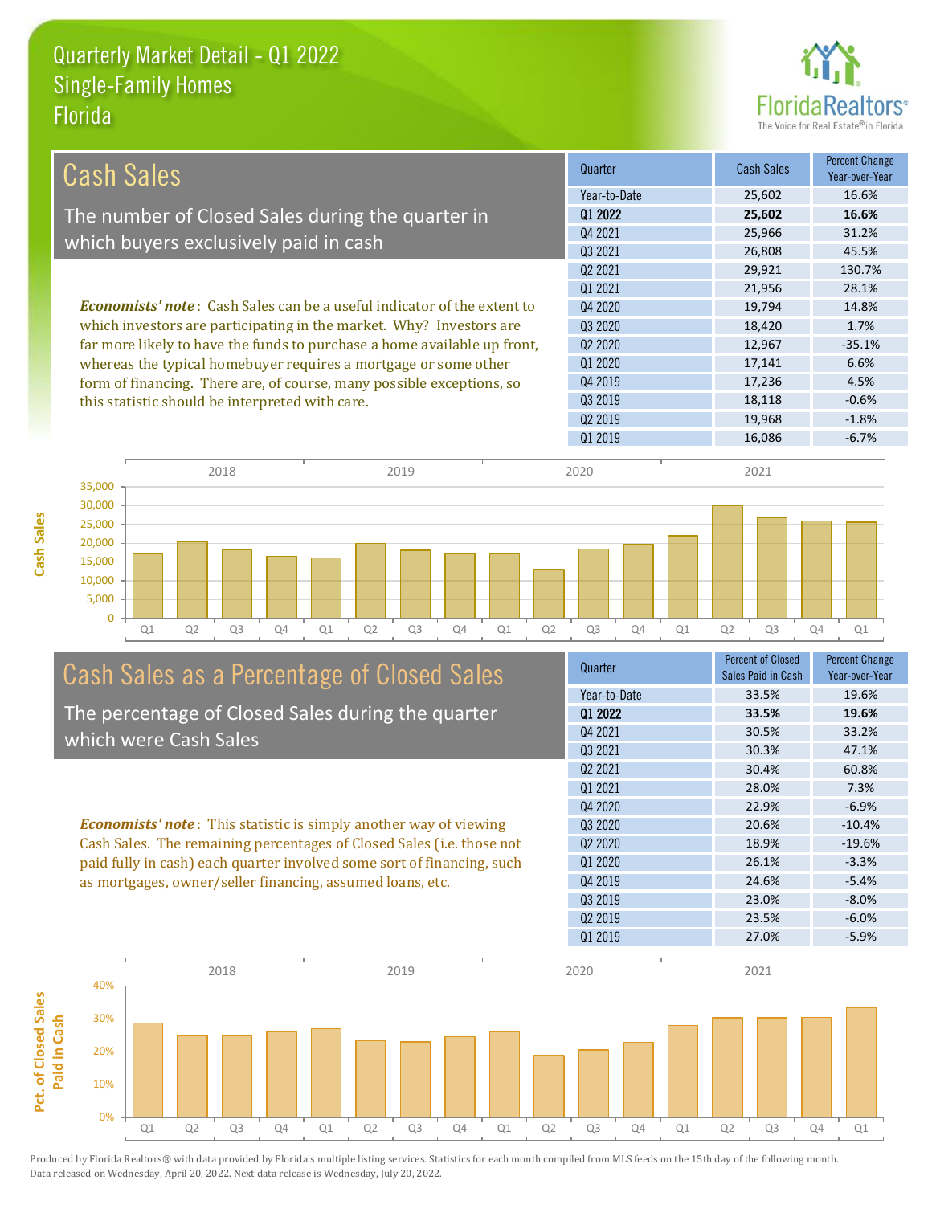# Quarterly Market Detail - Q1 2022
## Single-Family Homes
## Florida

## Cash Sales

The number of Closed Sales during the quarter in which buyers exclusively paid in cash

*Economists' note*: Cash Sales can be a useful indicator of the extent to which investors are participating in the market. Why? Investors are far more likely to have the funds to purchase a home available up front, whereas the typical homebuyer requires a mortgage or some other form of financing. There are, of course, many possible exceptions, so this statistic should be interpreted with care.

| Quarter | Cash Sales | Percent Change Year-over-Year |
|---|---|---|
| Year-to-Date | 25,602 | 16.6% |
| **Q1 2022** | **25,602** | **16.6%** |
| Q4 2021 | 25,966 | 31.2% |
| Q3 2021 | 26,808 | 45.5% |
| Q2 2021 | 29,921 | 130.7% |
| Q1 2021 | 21,956 | 28.1% |
| Q4 2020 | 19,794 | 14.8% |
| Q3 2020 | 18,420 | 1.7% |
| Q2 2020 | 12,967 | -35.1% |
| Q1 2020 | 17,141 | 6.6% |
| Q4 2019 | 17,236 | 4.5% |
| Q3 2019 | 18,118 | -0.6% |
| Q2 2019 | 19,968 | -1.8% |
| Q1 2019 | 16,086 | -6.7% |

## Cash Sales as a Percentage of Closed Sales

The percentage of Closed Sales during the quarter which were Cash Sales

*Economists' note*: This statistic is simply another way of viewing Cash Sales. The remaining percentages of Closed Sales (i.e. those not paid fully in cash) each quarter involved some sort of financing, such as mortgages, owner/seller financing, assumed loans, etc.

| Quarter | Percent of Closed Sales Paid in Cash | Percent Change Year-over-Year |
|---|---|---|
| Year-to-Date | 33.5% | 19.6% |
| **Q1 2022** | **33.5%** | **19.6%** |
| Q4 2021 | 30.5% | 33.2% |
| Q3 2021 | 30.3% | 47.1% |
| Q2 2021 | 30.4% | 60.8% |
| Q1 2021 | 28.0% | 7.3% |
| Q4 2020 | 22.9% | -6.9% |
| Q3 2020 | 20.6% | -10.4% |
| Q2 2020 | 18.9% | -19.6% |
| Q1 2020 | 26.1% | -3.3% |
| Q4 2019 | 24.6% | -5.4% |
| Q3 2019 | 23.0% | -8.0% |
| Q2 2019 | 23.5% | -6.0% |
| Q1 2019 | 27.0% | -5.9% |

Produced by Florida Realtors® with data provided by Florida's multiple listing services. Statistics for each month compiled from MLS feeds on the 15th day of the following month. Data released on Wednesday, April 20, 2022. Next data release is Wednesday, July 20, 2022.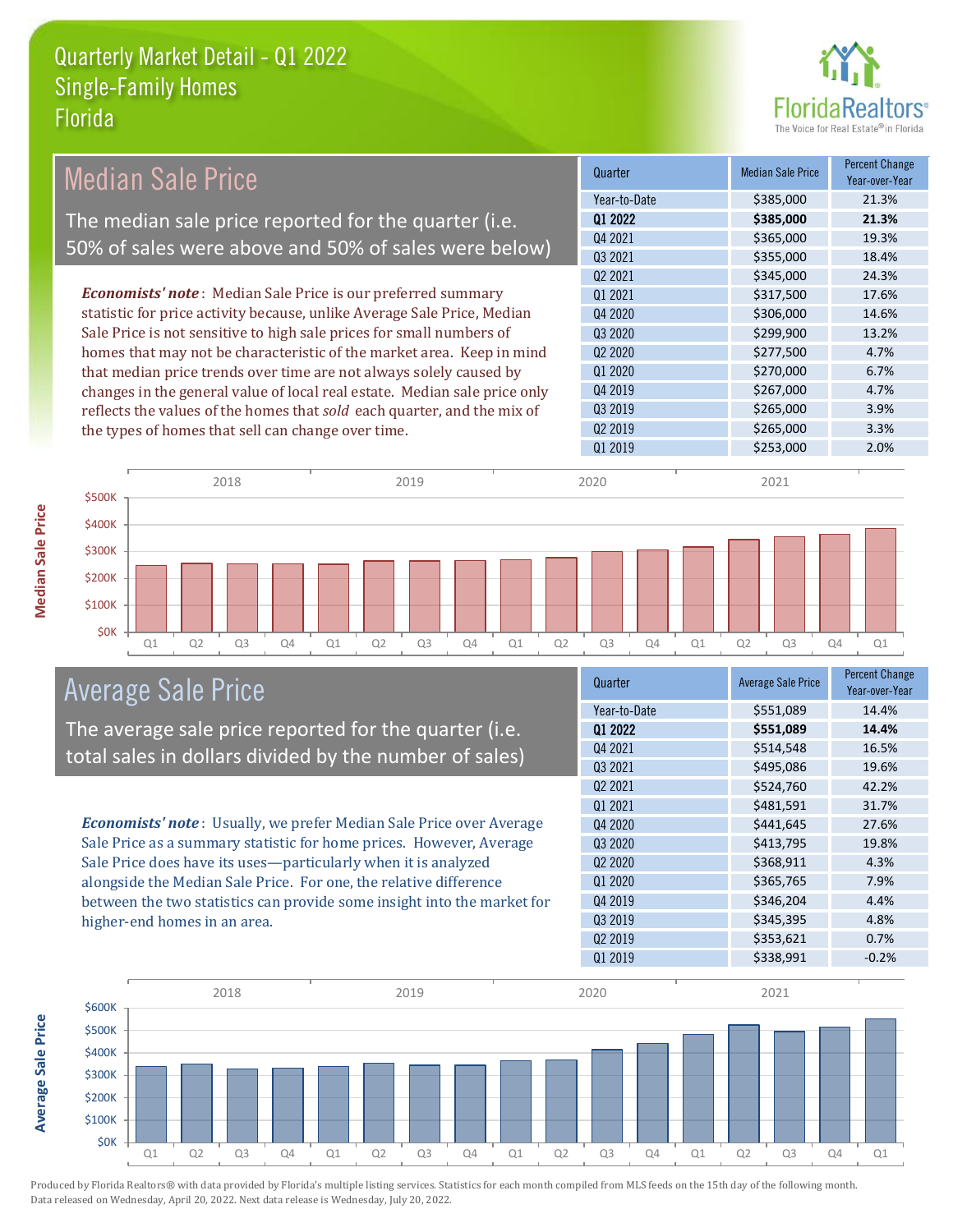# Quarterly Market Detail - Q1 2022
## Single-Family Homes
## Florida

## Median Sale Price

The median sale price reported for the quarter (i.e. 50% of sales were above and 50% of sales were below)

***Economists' note***: Median Sale Price is our preferred summary statistic for price activity because, unlike Average Sale Price, Median Sale Price is not sensitive to high sale prices for small numbers of homes that may not be characteristic of the market area. Keep in mind that median price trends over time are not always solely caused by changes in the general value of local real estate. Median sale price only reflects the values of the homes that *sold* each quarter, and the mix of the types of homes that sell can change over time.

| Quarter | Median Sale Price | Percent Change Year-over-Year |
|---|---|---|
| Year-to-Date | $385,000 | 21.3% |
| **Q1 2022** | **$385,000** | **21.3%** |
| Q4 2021 | $365,000 | 19.3% |
| Q3 2021 | $355,000 | 18.4% |
| Q2 2021 | $345,000 | 24.3% |
| Q1 2021 | $317,500 | 17.6% |
| Q4 2020 | $306,000 | 14.6% |
| Q3 2020 | $299,900 | 13.2% |
| Q2 2020 | $277,500 | 4.7% |
| Q1 2020 | $270,000 | 6.7% |
| Q4 2019 | $267,000 | 4.7% |
| Q3 2019 | $265,000 | 3.9% |
| Q2 2019 | $265,000 | 3.3% |
| Q1 2019 | $253,000 | 2.0% |

## Average Sale Price

The average sale price reported for the quarter (i.e. total sales in dollars divided by the number of sales)

***Economists' note***: Usually, we prefer Median Sale Price over Average Sale Price as a summary statistic for home prices. However, Average Sale Price does have its uses—particularly when it is analyzed alongside the Median Sale Price. For one, the relative difference between the two statistics can provide some insight into the market for higher-end homes in an area.

| Quarter | Average Sale Price | Percent Change Year-over-Year |
|---|---|---|
| Year-to-Date | $551,089 | 14.4% |
| **Q1 2022** | **$551,089** | **14.4%** |
| Q4 2021 | $514,548 | 16.5% |
| Q3 2021 | $495,086 | 19.6% |
| Q2 2021 | $524,760 | 42.2% |
| Q1 2021 | $481,591 | 31.7% |
| Q4 2020 | $441,645 | 27.6% |
| Q3 2020 | $413,795 | 19.8% |
| Q2 2020 | $368,911 | 4.3% |
| Q1 2020 | $365,765 | 7.9% |
| Q4 2019 | $346,204 | 4.4% |
| Q3 2019 | $345,395 | 4.8% |
| Q2 2019 | $353,621 | 0.7% |
| Q1 2019 | $338,991 | -0.2% |

Produced by Florida Realtors® with data provided by Florida's multiple listing services. Statistics for each month compiled from MLS feeds on the 15th day of the following month. Data released on Wednesday, April 20, 2022. Next data release is Wednesday, July 20, 2022.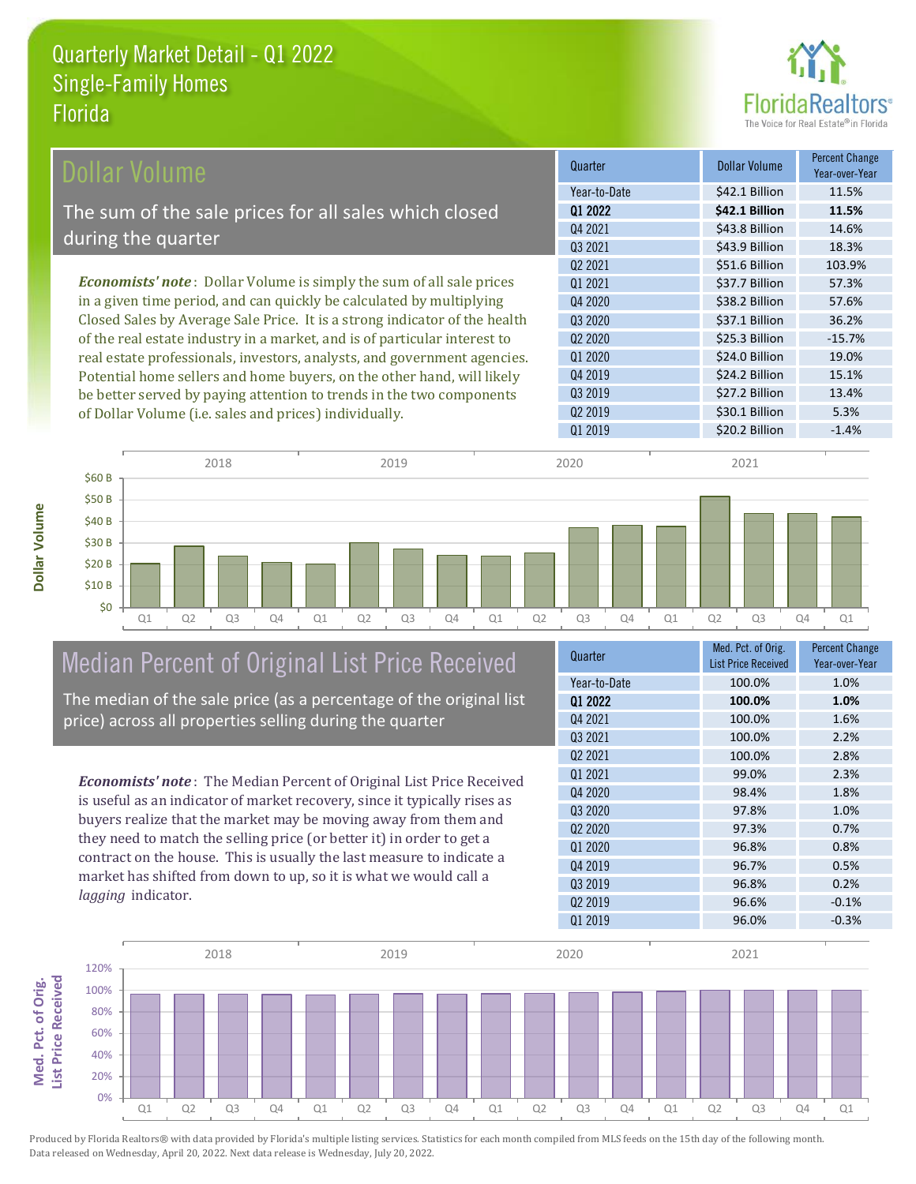# Quarterly Market Detail - Q1 2022
## Single-Family Homes
## Florida

## Dollar Volume

The sum of the sale prices for all sales which closed during the quarter

*Economists' note*: Dollar Volume is simply the sum of all sale prices in a given time period, and can quickly be calculated by multiplying Closed Sales by Average Sale Price. It is a strong indicator of the health of the real estate industry in a market, and is of particular interest to real estate professionals, investors, analysts, and government agencies. Potential home sellers and home buyers, on the other hand, will likely be better served by paying attention to trends in the two components of Dollar Volume (i.e. sales and prices) individually.

| Quarter | Dollar Volume | Percent Change Year-over-Year |
|---|---|---|
| Year-to-Date | $42.1 Billion | 11.5% |
| **Q1 2022** | **$42.1 Billion** | **11.5%** |
| Q4 2021 | $43.8 Billion | 14.6% |
| Q3 2021 | $43.9 Billion | 18.3% |
| Q2 2021 | $51.6 Billion | 103.9% |
| Q1 2021 | $37.7 Billion | 57.3% |
| Q4 2020 | $38.2 Billion | 57.6% |
| Q3 2020 | $37.1 Billion | 36.2% |
| Q2 2020 | $25.3 Billion | -15.7% |
| Q1 2020 | $24.0 Billion | 19.0% |
| Q4 2019 | $24.2 Billion | 15.1% |
| Q3 2019 | $27.2 Billion | 13.4% |
| Q2 2019 | $30.1 Billion | 5.3% |
| Q1 2019 | $20.2 Billion | -1.4% |

## Median Percent of Original List Price Received

The median of the sale price (as a percentage of the original list price) across all properties selling during the quarter

*Economists' note*: The Median Percent of Original List Price Received is useful as an indicator of market recovery, since it typically rises as buyers realize that the market may be moving away from them and they need to match the selling price (or better it) in order to get a contract on the house. This is usually the last measure to indicate a market has shifted from down to up, so it is what we would call a *lagging* indicator.

| Quarter | Med. Pct. of Orig. List Price Received | Percent Change Year-over-Year |
|---|---|---|
| Year-to-Date | 100.0% | 1.0% |
| **Q1 2022** | **100.0%** | **1.0%** |
| Q4 2021 | 100.0% | 1.6% |
| Q3 2021 | 100.0% | 2.2% |
| Q2 2021 | 100.0% | 2.8% |
| Q1 2021 | 99.0% | 2.3% |
| Q4 2020 | 98.4% | 1.8% |
| Q3 2020 | 97.8% | 1.0% |
| Q2 2020 | 97.3% | 0.7% |
| Q1 2020 | 96.8% | 0.8% |
| Q4 2019 | 96.7% | 0.5% |
| Q3 2019 | 96.8% | 0.2% |
| Q2 2019 | 96.6% | -0.1% |
| Q1 2019 | 96.0% | -0.3% |

Produced by Florida Realtors® with data provided by Florida's multiple listing services. Statistics for each month compiled from MLS feeds on the 15th day of the following month. Data released on Wednesday, April 20, 2022. Next data release is Wednesday, July 20, 2022.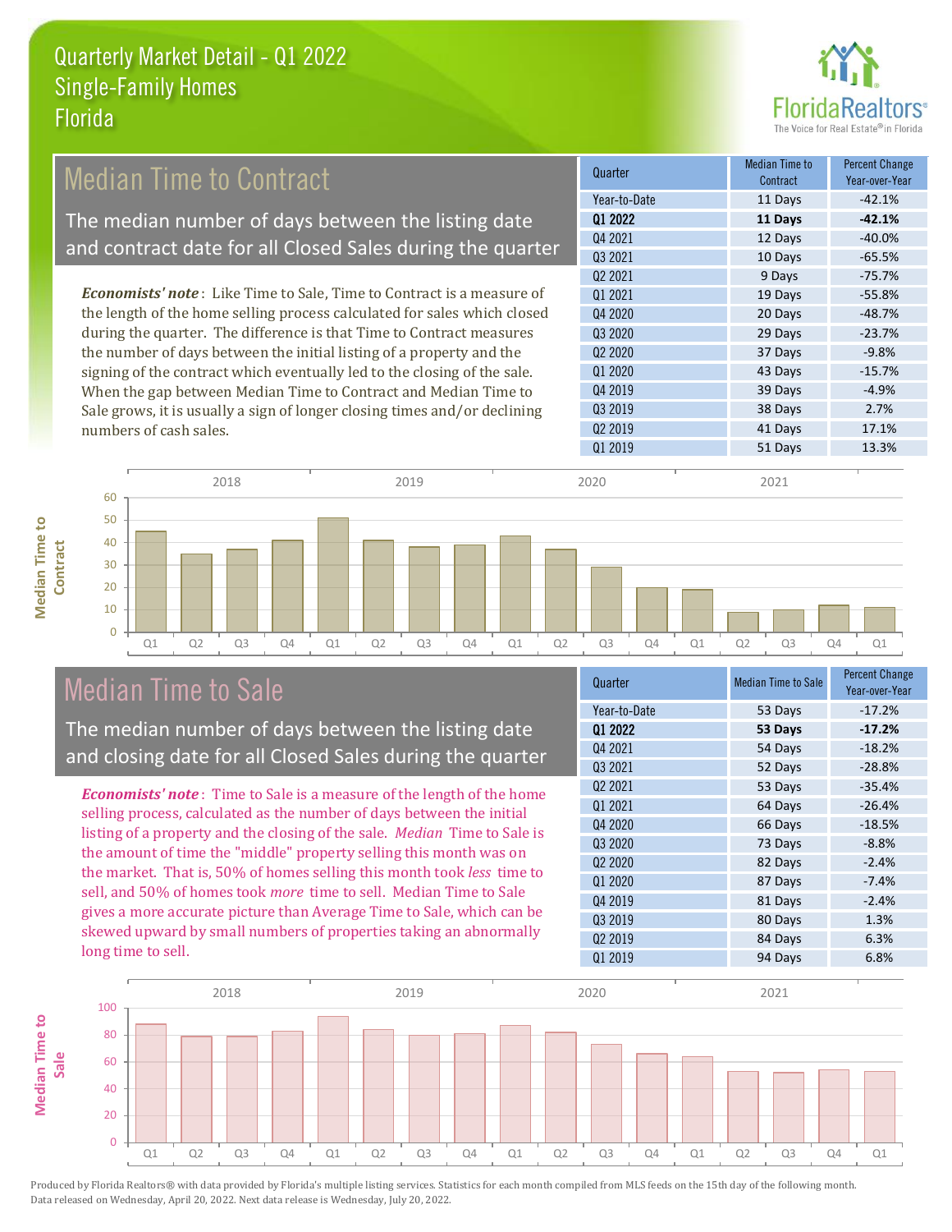# Quarterly Market Detail - Q1 2022
## Single-Family Homes
## Florida

## Median Time to Contract

The median number of days between the listing date and contract date for all Closed Sales during the quarter

*Economists' note*: Like Time to Sale, Time to Contract is a measure of the length of the home selling process calculated for sales which closed during the quarter. The difference is that Time to Contract measures the number of days between the initial listing of a property and the signing of the contract which eventually led to the closing of the sale. When the gap between Median Time to Contract and Median Time to Sale grows, it is usually a sign of longer closing times and/or declining numbers of cash sales.

| Quarter | Median Time to Contract | Percent Change Year-over-Year |
|---|---|---|
| Year-to-Date | 11 Days | -42.1% |
| **Q1 2022** | **11 Days** | **-42.1%** |
| Q4 2021 | 12 Days | -40.0% |
| Q3 2021 | 10 Days | -65.5% |
| Q2 2021 | 9 Days | -75.7% |
| Q1 2021 | 19 Days | -55.8% |
| Q4 2020 | 20 Days | -48.7% |
| Q3 2020 | 29 Days | -23.7% |
| Q2 2020 | 37 Days | -9.8% |
| Q1 2020 | 43 Days | -15.7% |
| Q4 2019 | 39 Days | -4.9% |
| Q3 2019 | 38 Days | 2.7% |
| Q2 2019 | 41 Days | 17.1% |
| Q1 2019 | 51 Days | 13.3% |

## Median Time to Sale

The median number of days between the listing date and closing date for all Closed Sales during the quarter

*Economists' note*: Time to Sale is a measure of the length of the home selling process, calculated as the number of days between the initial listing of a property and the closing of the sale. *Median* Time to Sale is the amount of time the "middle" property selling this month was on the market. That is, 50% of homes selling this month took *less* time to sell, and 50% of homes took *more* time to sell. Median Time to Sale gives a more accurate picture than Average Time to Sale, which can be skewed upward by small numbers of properties taking an abnormally long time to sell.

| Quarter | Median Time to Sale | Percent Change Year-over-Year |
|---|---|---|
| Year-to-Date | 53 Days | -17.2% |
| **Q1 2022** | **53 Days** | **-17.2%** |
| Q4 2021 | 54 Days | -18.2% |
| Q3 2021 | 52 Days | -28.8% |
| Q2 2021 | 53 Days | -35.4% |
| Q1 2021 | 64 Days | -26.4% |
| Q4 2020 | 66 Days | -18.5% |
| Q3 2020 | 73 Days | -8.8% |
| Q2 2020 | 82 Days | -2.4% |
| Q1 2020 | 87 Days | -7.4% |
| Q4 2019 | 81 Days | -2.4% |
| Q3 2019 | 80 Days | 1.3% |
| Q2 2019 | 84 Days | 6.3% |
| Q1 2019 | 94 Days | 6.8% |

Produced by Florida Realtors® with data provided by Florida's multiple listing services. Statistics for each month compiled from MLS feeds on the 15th day of the following month. Data released on Wednesday, April 20, 2022. Next data release is Wednesday, July 20, 2022.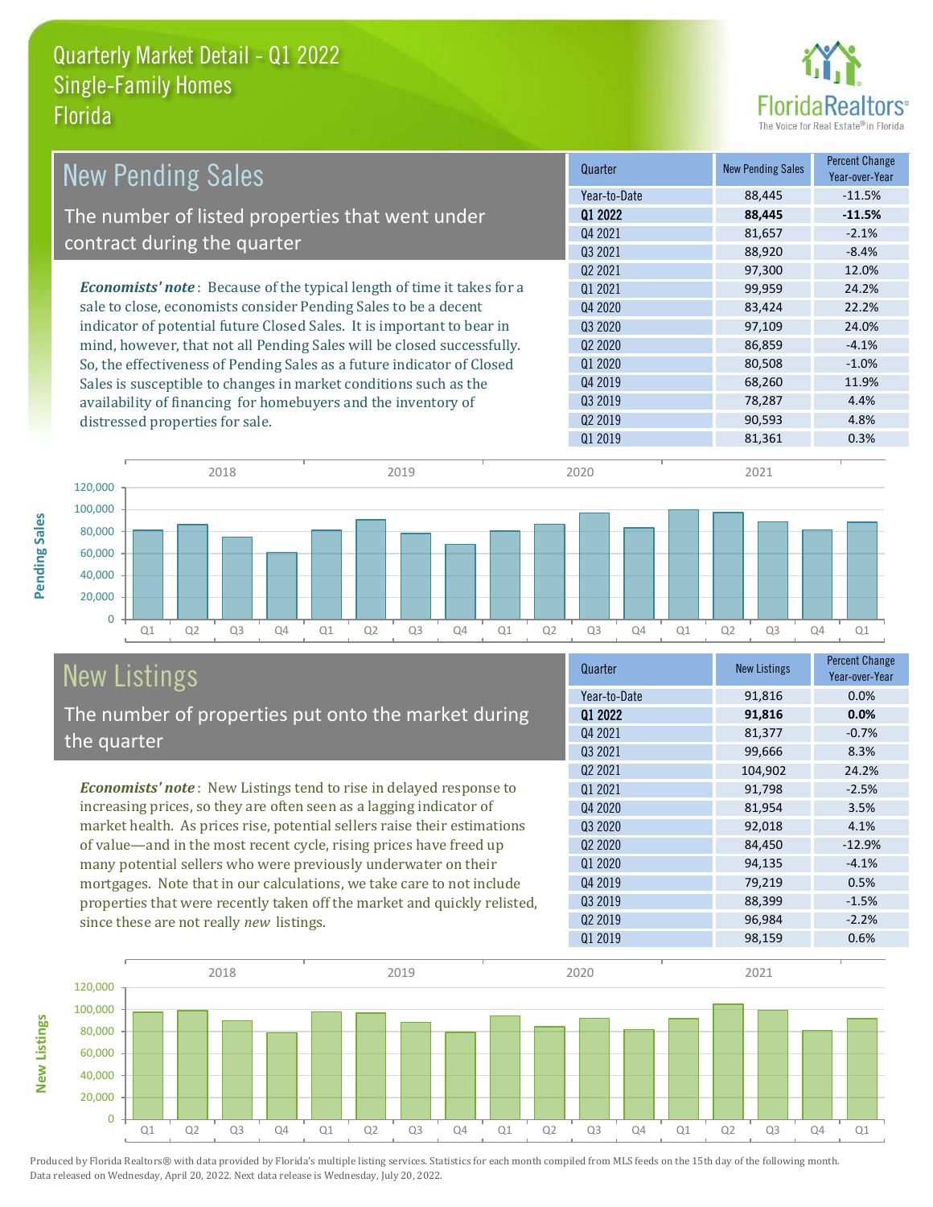# Quarterly Market Detail - Q1 2022
## Single-Family Homes
## Florida

FloridaRealtors® The Voice for Real Estate® in Florida

## New Pending Sales

The number of listed properties that went under contract during the quarter

***Economists' note***: Because of the typical length of time it takes for a sale to close, economists consider Pending Sales to be a decent indicator of potential future Closed Sales. It is important to bear in mind, however, that not all Pending Sales will be closed successfully. So, the effectiveness of Pending Sales as a future indicator of Closed Sales is susceptible to changes in market conditions such as the availability of financing for homebuyers and the inventory of distressed properties for sale.

| Quarter | New Pending Sales | Percent Change Year-over-Year |
|---|---|---|
| Year-to-Date | 88,445 | -11.5% |
| **Q1 2022** | **88,445** | **-11.5%** |
| Q4 2021 | 81,657 | -2.1% |
| Q3 2021 | 88,920 | -8.4% |
| Q2 2021 | 97,300 | 12.0% |
| Q1 2021 | 99,959 | 24.2% |
| Q4 2020 | 83,424 | 22.2% |
| Q3 2020 | 97,109 | 24.0% |
| Q2 2020 | 86,859 | -4.1% |
| Q1 2020 | 80,508 | -1.0% |
| Q4 2019 | 68,260 | 11.9% |
| Q3 2019 | 78,287 | 4.4% |
| Q2 2019 | 90,593 | 4.8% |
| Q1 2019 | 81,361 | 0.3% |

## New Listings

The number of properties put onto the market during the quarter

***Economists' note***: New Listings tend to rise in delayed response to increasing prices, so they are often seen as a lagging indicator of market health. As prices rise, potential sellers raise their estimations of value—and in the most recent cycle, rising prices have freed up many potential sellers who were previously underwater on their mortgages. Note that in our calculations, we take care to not include properties that were recently taken off the market and quickly relisted, since these are not really *new* listings.

| Quarter | New Listings | Percent Change Year-over-Year |
|---|---|---|
| Year-to-Date | 91,816 | 0.0% |
| **Q1 2022** | **91,816** | **0.0%** |
| Q4 2021 | 81,377 | -0.7% |
| Q3 2021 | 99,666 | 8.3% |
| Q2 2021 | 104,902 | 24.2% |
| Q1 2021 | 91,798 | -2.5% |
| Q4 2020 | 81,954 | 3.5% |
| Q3 2020 | 92,018 | 4.1% |
| Q2 2020 | 84,450 | -12.9% |
| Q1 2020 | 94,135 | -4.1% |
| Q4 2019 | 79,219 | 0.5% |
| Q3 2019 | 88,399 | -1.5% |
| Q2 2019 | 96,984 | -2.2% |
| Q1 2019 | 98,159 | 0.6% |

Produced by Florida Realtors® with data provided by Florida's multiple listing services. Statistics for each month compiled from MLS feeds on the 15th day of the following month. Data released on Wednesday, April 20, 2022. Next data release is Wednesday, July 20, 2022.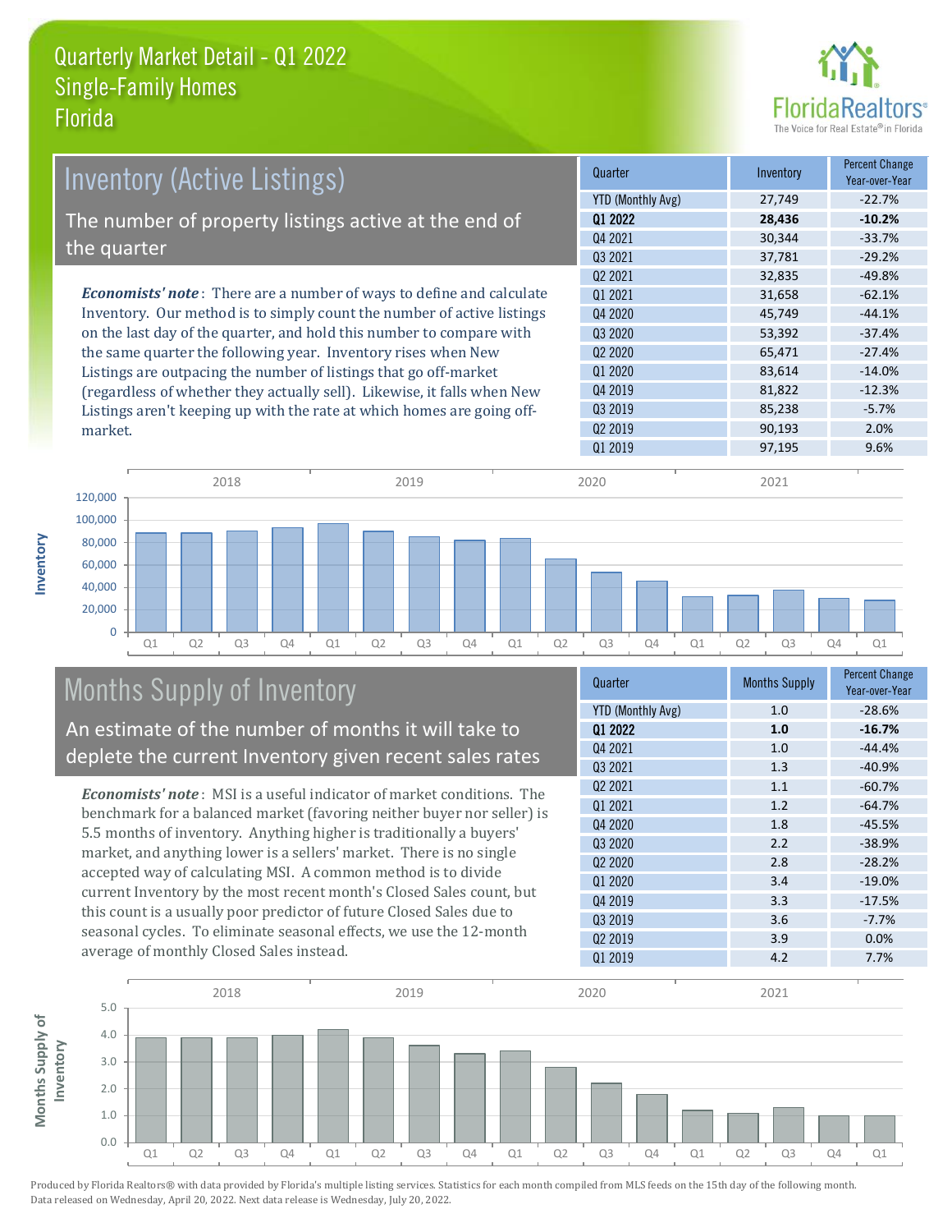# Quarterly Market Detail - Q1 2022
## Single-Family Homes
## Florida

## Inventory (Active Listings)

The number of property listings active at the end of the quarter

*Economists' note*: There are a number of ways to define and calculate Inventory. Our method is to simply count the number of active listings on the last day of the quarter, and hold this number to compare with the same quarter the following year. Inventory rises when New Listings are outpacing the number of listings that go off-market (regardless of whether they actually sell). Likewise, it falls when New Listings aren't keeping up with the rate at which homes are going off-market.

| Quarter | Inventory | Percent Change Year-over-Year |
|---|---|---|
| YTD (Monthly Avg) | 27,749 | -22.7% |
| **Q1 2022** | **28,436** | **-10.2%** |
| Q4 2021 | 30,344 | -33.7% |
| Q3 2021 | 37,781 | -29.2% |
| Q2 2021 | 32,835 | -49.8% |
| Q1 2021 | 31,658 | -62.1% |
| Q4 2020 | 45,749 | -44.1% |
| Q3 2020 | 53,392 | -37.4% |
| Q2 2020 | 65,471 | -27.4% |
| Q1 2020 | 83,614 | -14.0% |
| Q4 2019 | 81,822 | -12.3% |
| Q3 2019 | 85,238 | -5.7% |
| Q2 2019 | 90,193 | 2.0% |
| Q1 2019 | 97,195 | 9.6% |

## Months Supply of Inventory

An estimate of the number of months it will take to deplete the current Inventory given recent sales rates

*Economists' note*: MSI is a useful indicator of market conditions. The benchmark for a balanced market (favoring neither buyer nor seller) is 5.5 months of inventory. Anything higher is traditionally a buyers' market, and anything lower is a sellers' market. There is no single accepted way of calculating MSI. A common method is to divide current Inventory by the most recent month's Closed Sales count, but this count is a usually poor predictor of future Closed Sales due to seasonal cycles. To eliminate seasonal effects, we use the 12-month average of monthly Closed Sales instead.

| Quarter | Months Supply | Percent Change Year-over-Year |
|---|---|---|
| YTD (Monthly Avg) | 1.0 | -28.6% |
| **Q1 2022** | **1.0** | **-16.7%** |
| Q4 2021 | 1.0 | -44.4% |
| Q3 2021 | 1.3 | -40.9% |
| Q2 2021 | 1.1 | -60.7% |
| Q1 2021 | 1.2 | -64.7% |
| Q4 2020 | 1.8 | -45.5% |
| Q3 2020 | 2.2 | -38.9% |
| Q2 2020 | 2.8 | -28.2% |
| Q1 2020 | 3.4 | -19.0% |
| Q4 2019 | 3.3 | -17.5% |
| Q3 2019 | 3.6 | -7.7% |
| Q2 2019 | 3.9 | 0.0% |
| Q1 2019 | 4.2 | 7.7% |

Produced by Florida Realtors® with data provided by Florida's multiple listing services. Statistics for each month compiled from MLS feeds on the 15th day of the following month. Data released on Wednesday, April 20, 2022. Next data release is Wednesday, July 20, 2022.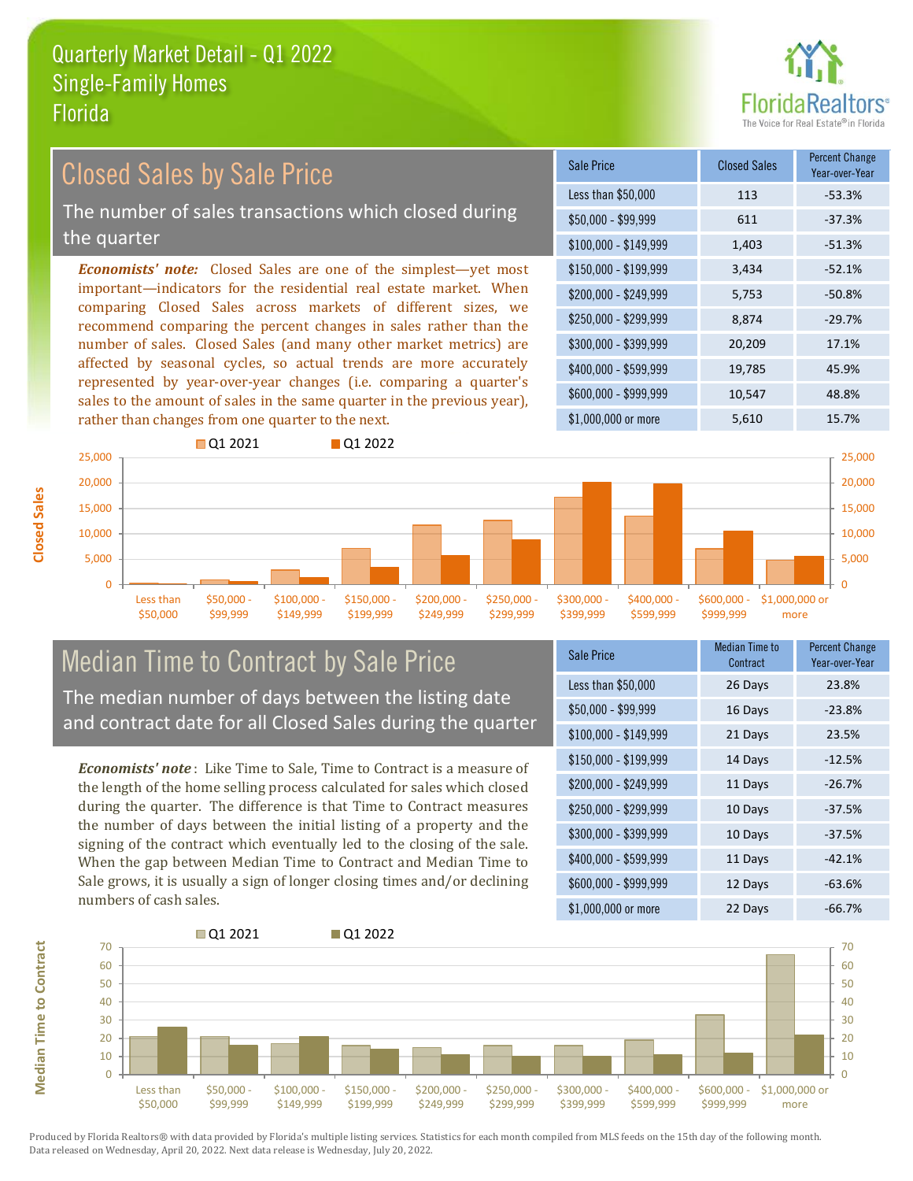# Quarterly Market Detail - Q1 2022
## Single-Family Homes
## Florida

## Closed Sales by Sale Price

The number of sales transactions which closed during the quarter

***Economists' note:*** Closed Sales are one of the simplest—yet most important—indicators for the residential real estate market. When comparing Closed Sales across markets of different sizes, we recommend comparing the percent changes in sales rather than the number of sales. Closed Sales (and many other market metrics) are affected by seasonal cycles, so actual trends are more accurately represented by year-over-year changes (i.e. comparing a quarter's sales to the amount of sales in the same quarter in the previous year), rather than changes from one quarter to the next.

| Sale Price | Closed Sales | Percent Change Year-over-Year |
|---|---|---|
| Less than $50,000 | 113 | -53.3% |
| $50,000 - $99,999 | 611 | -37.3% |
| $100,000 - $149,999 | 1,403 | -51.3% |
| $150,000 - $199,999 | 3,434 | -52.1% |
| $200,000 - $249,999 | 5,753 | -50.8% |
| $250,000 - $299,999 | 8,874 | -29.7% |
| $300,000 - $399,999 | 20,209 | 17.1% |
| $400,000 - $599,999 | 19,785 | 45.9% |
| $600,000 - $999,999 | 10,547 | 48.8% |
| $1,000,000 or more | 5,610 | 15.7% |

## Median Time to Contract by Sale Price

The median number of days between the listing date and contract date for all Closed Sales during the quarter

***Economists' note***: Like Time to Sale, Time to Contract is a measure of the length of the home selling process calculated for sales which closed during the quarter. The difference is that Time to Contract measures the number of days between the initial listing of a property and the signing of the contract which eventually led to the closing of the sale. When the gap between Median Time to Contract and Median Time to Sale grows, it is usually a sign of longer closing times and/or declining numbers of cash sales.

| Sale Price | Median Time to Contract | Percent Change Year-over-Year |
|---|---|---|
| Less than $50,000 | 26 Days | 23.8% |
| $50,000 - $99,999 | 16 Days | -23.8% |
| $100,000 - $149,999 | 21 Days | 23.5% |
| $150,000 - $199,999 | 14 Days | -12.5% |
| $200,000 - $249,999 | 11 Days | -26.7% |
| $250,000 - $299,999 | 10 Days | -37.5% |
| $300,000 - $399,999 | 10 Days | -37.5% |
| $400,000 - $599,999 | 11 Days | -42.1% |
| $600,000 - $999,999 | 12 Days | -63.6% |
| $1,000,000 or more | 22 Days | -66.7% |

Produced by Florida Realtors® with data provided by Florida's multiple listing services. Statistics for each month compiled from MLS feeds on the 15th day of the following month. Data released on Wednesday, April 20, 2022. Next data release is Wednesday, July 20, 2022.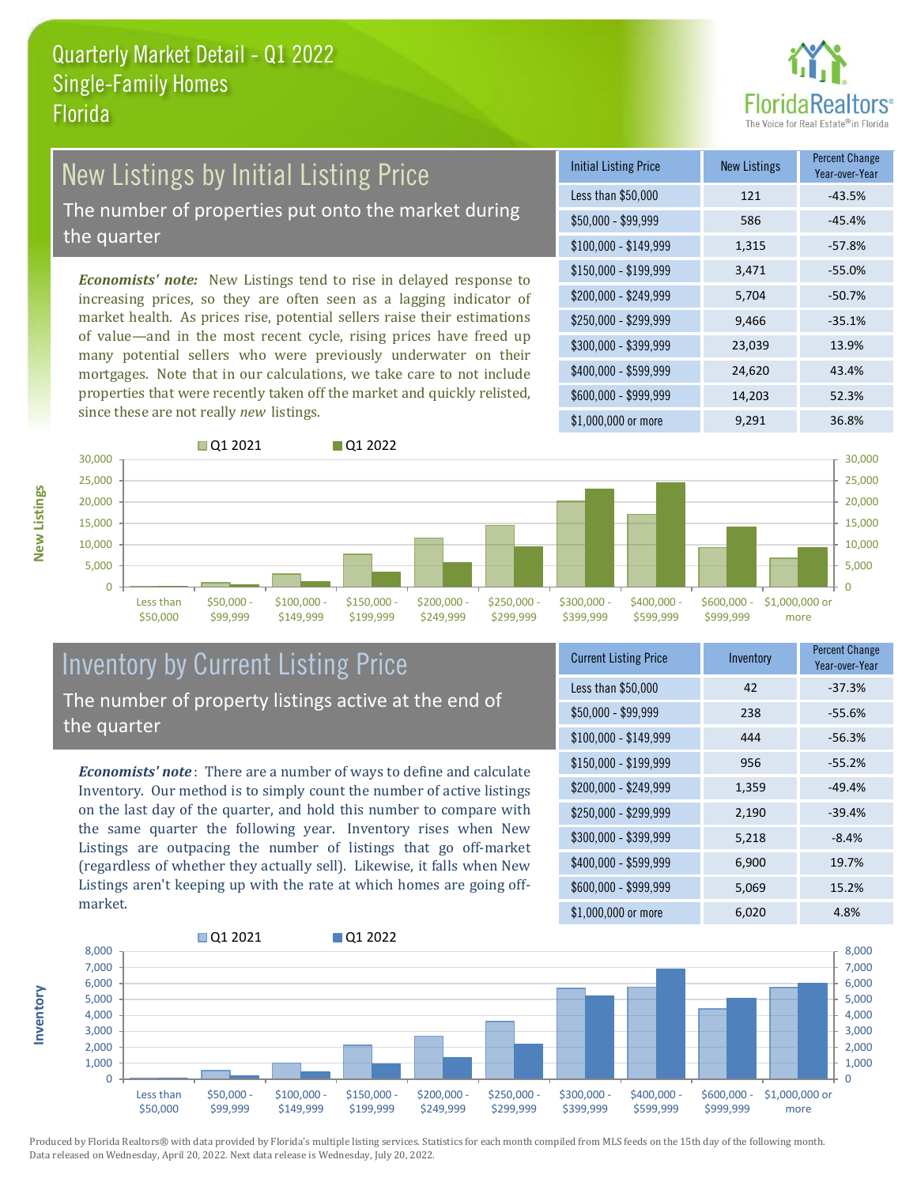# Quarterly Market Detail - Q1 2022
## Single-Family Homes
## Florida

FloridaRealtors® The Voice for Real Estate® in Florida

## New Listings by Initial Listing Price

The number of properties put onto the market during the quarter

*Economists' note:* New Listings tend to rise in delayed response to increasing prices, so they are often seen as a lagging indicator of market health. As prices rise, potential sellers raise their estimations of value—and in the most recent cycle, rising prices have freed up many potential sellers who were previously underwater on their mortgages. Note that in our calculations, we take care to not include properties that were recently taken off the market and quickly relisted, since these are not really *new* listings.

| Initial Listing Price | New Listings | Percent Change Year-over-Year |
|---|---|---|
| Less than $50,000 | 121 | -43.5% |
| $50,000 - $99,999 | 586 | -45.4% |
| $100,000 - $149,999 | 1,315 | -57.8% |
| $150,000 - $199,999 | 3,471 | -55.0% |
| $200,000 - $249,999 | 5,704 | -50.7% |
| $250,000 - $299,999 | 9,466 | -35.1% |
| $300,000 - $399,999 | 23,039 | 13.9% |
| $400,000 - $599,999 | 24,620 | 43.4% |
| $600,000 - $999,999 | 14,203 | 52.3% |
| $1,000,000 or more | 9,291 | 36.8% |

## Inventory by Current Listing Price

The number of property listings active at the end of the quarter

*Economists' note*: There are a number of ways to define and calculate Inventory. Our method is to simply count the number of active listings on the last day of the quarter, and hold this number to compare with the same quarter the following year. Inventory rises when New Listings are outpacing the number of listings that go off-market (regardless of whether they actually sell). Likewise, it falls when New Listings aren't keeping up with the rate at which homes are going off-market.

| Current Listing Price | Inventory | Percent Change Year-over-Year |
|---|---|---|
| Less than $50,000 | 42 | -37.3% |
| $50,000 - $99,999 | 238 | -55.6% |
| $100,000 - $149,999 | 444 | -56.3% |
| $150,000 - $199,999 | 956 | -55.2% |
| $200,000 - $249,999 | 1,359 | -49.4% |
| $250,000 - $299,999 | 2,190 | -39.4% |
| $300,000 - $399,999 | 5,218 | -8.4% |
| $400,000 - $599,999 | 6,900 | 19.7% |
| $600,000 - $999,999 | 5,069 | 15.2% |
| $1,000,000 or more | 6,020 | 4.8% |

Produced by Florida Realtors® with data provided by Florida's multiple listing services. Statistics for each month compiled from MLS feeds on the 15th day of the following month. Data released on Wednesday, April 20, 2022. Next data release is Wednesday, July 20, 2022.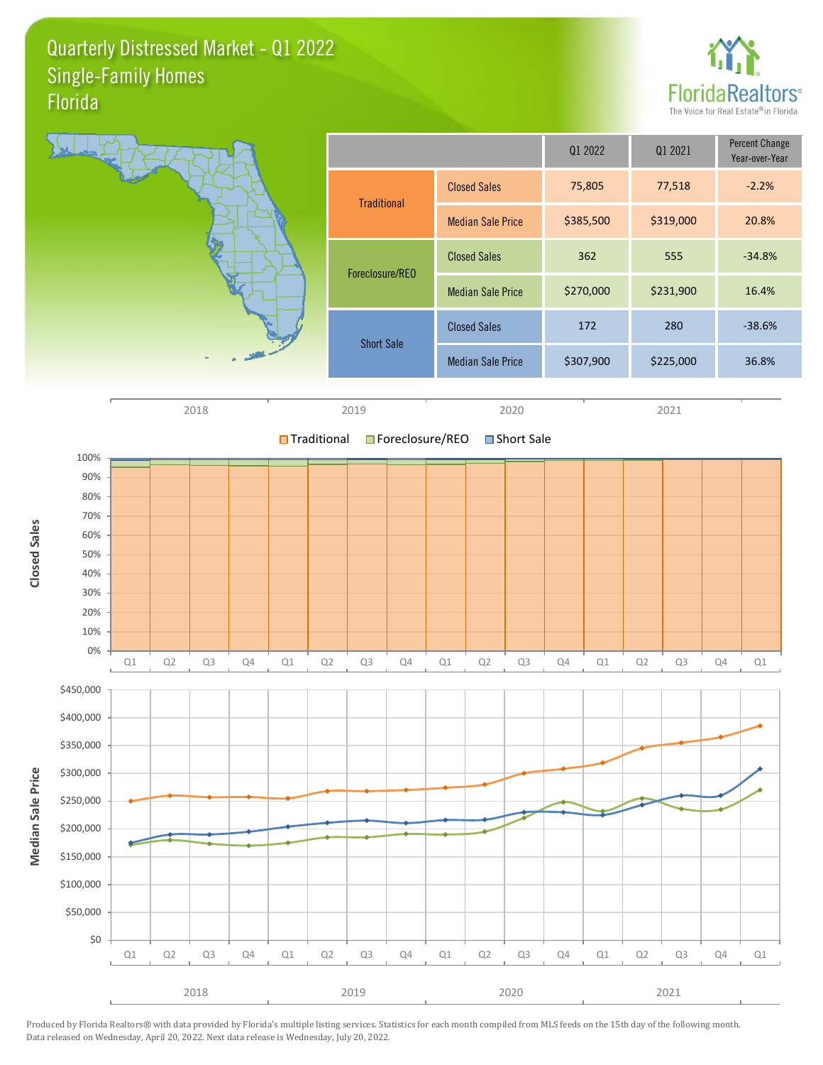# Quarterly Distressed Market - Q1 2022
## Single-Family Homes
## Florida

FloridaRealtors® The Voice for Real Estate® in Florida

| | | Q1 2022 | Q1 2021 | Percent Change Year-over-Year |
|---|---|---|---|---|
| Traditional | Closed Sales | 75,805 | 77,518 | -2.2% |
| | Median Sale Price | $385,500 | $319,000 | 20.8% |
| Foreclosure/REO | Closed Sales | 362 | 555 | -34.8% |
| | Median Sale Price | $270,000 | $231,900 | 16.4% |
| Short Sale | Closed Sales | 172 | 280 | -38.6% |
| | Median Sale Price | $307,900 | $225,000 | 36.8% |

2018 2019 2020 2021

Traditional Foreclosure/REO Short Sale

Closed Sales

100% 90% 80% 70% 60% 50% 40% 30% 20% 10% 0%

Q1 Q2 Q3 Q4 Q1 Q2 Q3 Q4 Q1 Q2 Q3 Q4 Q1 Q2 Q3 Q4 Q1

Median Sale Price

$450,000 $400,000 $350,000 $300,000 $250,000 $200,000 $150,000 $100,000 $50,000 $0

Q1 Q2 Q3 Q4 Q1 Q2 Q3 Q4 Q1 Q2 Q3 Q4 Q1 Q2 Q3 Q4 Q1

2018 2019 2020 2021

Produced by Florida Realtors® with data provided by Florida's multiple listing services. Statistics for each month compiled from MLS feeds on the 15th day of the following month. Data released on Wednesday, April 20, 2022. Next data release is Wednesday, July 20, 2022.